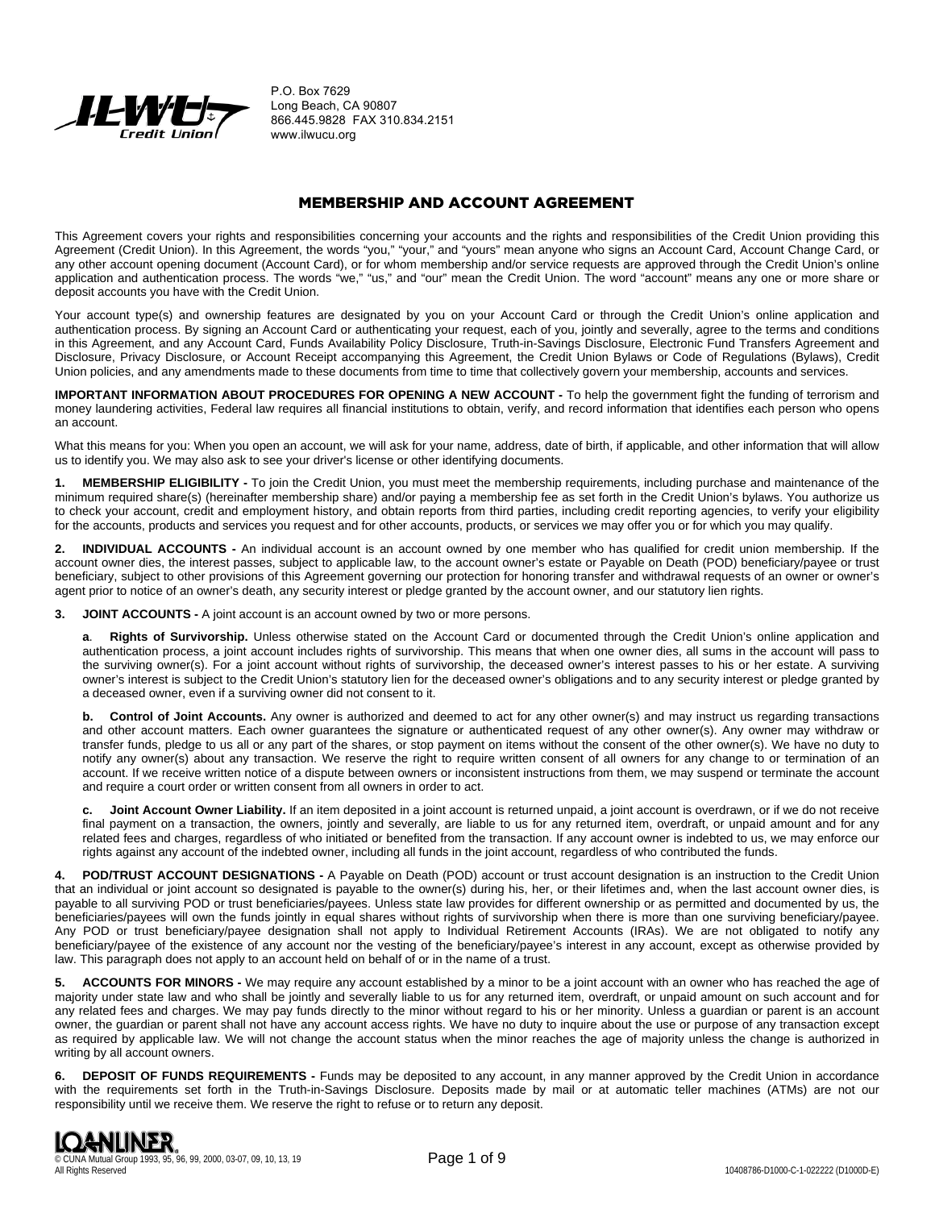P.O. Box 7629
Long Beach, CA 90807
866.445.9828 FAX 310.834.2151
www.ilwucu.org

# MEMBERSHIP AND ACCOUNT AGREEMENT

This Agreement covers your rights and responsibilities concerning your accounts and the rights and responsibilities of the Credit Union providing this Agreement (Credit Union). In this Agreement, the words "you," "your," and "yours" mean anyone who signs an Account Card, Account Change Card, or any other account opening document (Account Card), or for whom membership and/or service requests are approved through the Credit Union's online application and authentication process. The words "we," "us," and "our" mean the Credit Union. The word "account" means any one or more share or deposit accounts you have with the Credit Union.

Your account type(s) and ownership features are designated by you on your Account Card or through the Credit Union's online application and authentication process. By signing an Account Card or authenticating your request, each of you, jointly and severally, agree to the terms and conditions in this Agreement, and any Account Card, Funds Availability Policy Disclosure, Truth-in-Savings Disclosure, Electronic Fund Transfers Agreement and Disclosure, Privacy Disclosure, or Account Receipt accompanying this Agreement, the Credit Union Bylaws or Code of Regulations (Bylaws), Credit Union policies, and any amendments made to these documents from time to time that collectively govern your membership, accounts and services.

**IMPORTANT INFORMATION ABOUT PROCEDURES FOR OPENING A NEW ACCOUNT -** To help the government fight the funding of terrorism and money laundering activities, Federal law requires all financial institutions to obtain, verify, and record information that identifies each person who opens an account.

What this means for you: When you open an account, we will ask for your name, address, date of birth, if applicable, and other information that will allow us to identify you. We may also ask to see your driver's license or other identifying documents.

**1. MEMBERSHIP ELIGIBILITY -** To join the Credit Union, you must meet the membership requirements, including purchase and maintenance of the minimum required share(s) (hereinafter membership share) and/or paying a membership fee as set forth in the Credit Union's bylaws. You authorize us to check your account, credit and employment history, and obtain reports from third parties, including credit reporting agencies, to verify your eligibility for the accounts, products and services you request and for other accounts, products, or services we may offer you or for which you may qualify.

**2. INDIVIDUAL ACCOUNTS -** An individual account is an account owned by one member who has qualified for credit union membership. If the account owner dies, the interest passes, subject to applicable law, to the account owner's estate or Payable on Death (POD) beneficiary/payee or trust beneficiary, subject to other provisions of this Agreement governing our protection for honoring transfer and withdrawal requests of an owner or owner's agent prior to notice of an owner's death, any security interest or pledge granted by the account owner, and our statutory lien rights.

**3. JOINT ACCOUNTS -** A joint account is an account owned by two or more persons.

**a. Rights of Survivorship.** Unless otherwise stated on the Account Card or documented through the Credit Union's online application and authentication process, a joint account includes rights of survivorship. This means that when one owner dies, all sums in the account will pass to the surviving owner(s). For a joint account without rights of survivorship, the deceased owner's interest passes to his or her estate. A surviving owner's interest is subject to the Credit Union's statutory lien for the deceased owner's obligations and to any security interest or pledge granted by a deceased owner, even if a surviving owner did not consent to it.

**b. Control of Joint Accounts.** Any owner is authorized and deemed to act for any other owner(s) and may instruct us regarding transactions and other account matters. Each owner guarantees the signature or authenticated request of any other owner(s). Any owner may withdraw or transfer funds, pledge to us all or any part of the shares, or stop payment on items without the consent of the other owner(s). We have no duty to notify any owner(s) about any transaction. We reserve the right to require written consent of all owners for any change to or termination of an account. If we receive written notice of a dispute between owners or inconsistent instructions from them, we may suspend or terminate the account and require a court order or written consent from all owners in order to act.

**c. Joint Account Owner Liability.** If an item deposited in a joint account is returned unpaid, a joint account is overdrawn, or if we do not receive final payment on a transaction, the owners, jointly and severally, are liable to us for any returned item, overdraft, or unpaid amount and for any related fees and charges, regardless of who initiated or benefited from the transaction. If any account owner is indebted to us, we may enforce our rights against any account of the indebted owner, including all funds in the joint account, regardless of who contributed the funds.

**4. POD/TRUST ACCOUNT DESIGNATIONS -** A Payable on Death (POD) account or trust account designation is an instruction to the Credit Union that an individual or joint account so designated is payable to the owner(s) during his, her, or their lifetimes and, when the last account owner dies, is payable to all surviving POD or trust beneficiaries/payees. Unless state law provides for different ownership or as permitted and documented by us, the beneficiaries/payees will own the funds jointly in equal shares without rights of survivorship when there is more than one surviving beneficiary/payee. Any POD or trust beneficiary/payee designation shall not apply to Individual Retirement Accounts (IRAs). We are not obligated to notify any beneficiary/payee of the existence of any account nor the vesting of the beneficiary/payee's interest in any account, except as otherwise provided by law. This paragraph does not apply to an account held on behalf of or in the name of a trust.

**5. ACCOUNTS FOR MINORS -** We may require any account established by a minor to be a joint account with an owner who has reached the age of majority under state law and who shall be jointly and severally liable to us for any returned item, overdraft, or unpaid amount on such account and for any related fees and charges. We may pay funds directly to the minor without regard to his or her minority. Unless a guardian or parent is an account owner, the guardian or parent shall not have any account access rights. We have no duty to inquire about the use or purpose of any transaction except as required by applicable law. We will not change the account status when the minor reaches the age of majority unless the change is authorized in writing by all account owners.

**6. DEPOSIT OF FUNDS REQUIREMENTS -** Funds may be deposited to any account, in any manner approved by the Credit Union in accordance with the requirements set forth in the Truth-in-Savings Disclosure. Deposits made by mail or at automatic teller machines (ATMs) are not our responsibility until we receive them. We reserve the right to refuse or to return any deposit.

© CUNA Mutual Group 1993, 95, 96, 99, 2000, 03-07, 09, 10, 13, 19
All Rights Reserved

10408786-D1000-C-1-022222 (D1000D-E)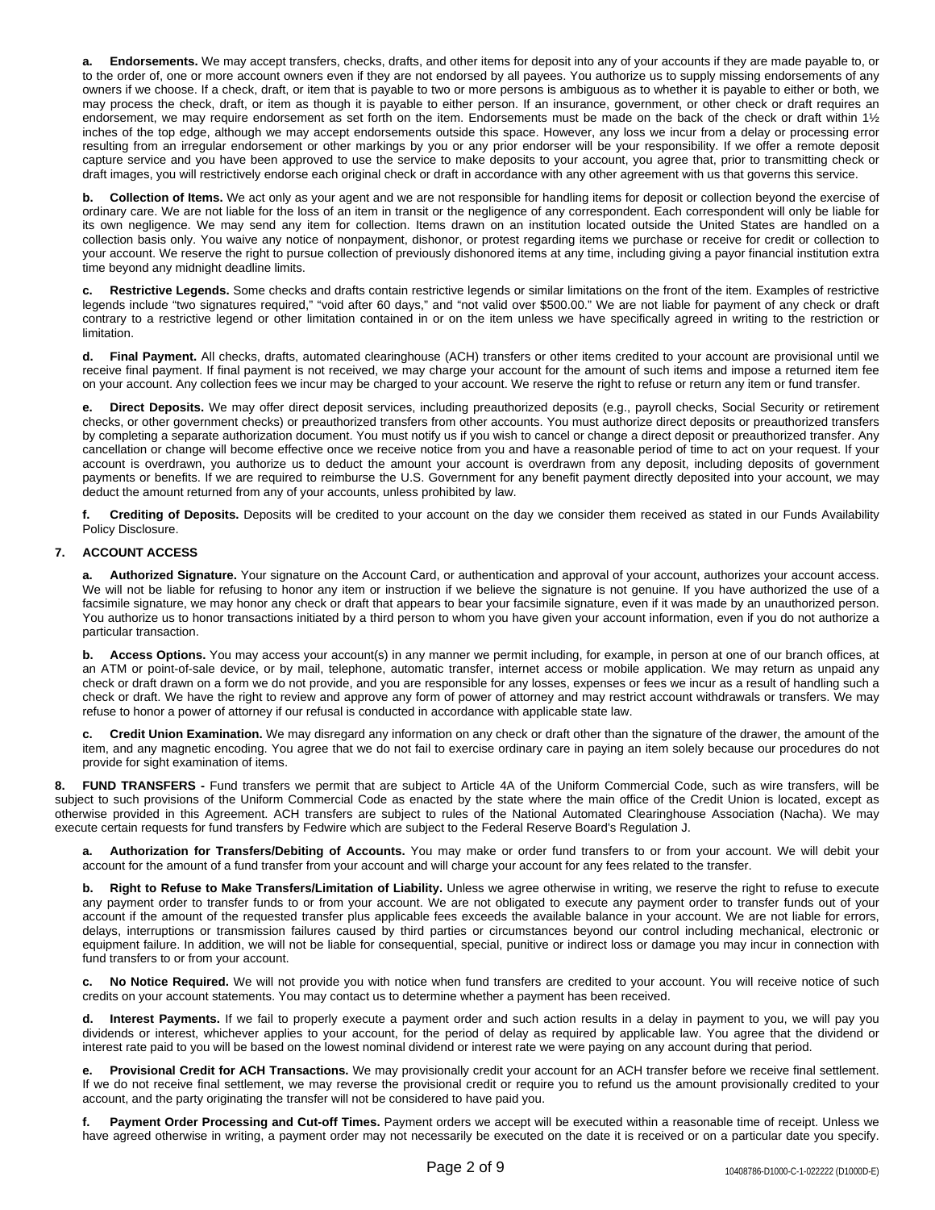**a. Endorsements.** We may accept transfers, checks, drafts, and other items for deposit into any of your accounts if they are made payable to, or to the order of, one or more account owners even if they are not endorsed by all payees. You authorize us to supply missing endorsements of any owners if we choose. If a check, draft, or item that is payable to two or more persons is ambiguous as to whether it is payable to either or both, we may process the check, draft, or item as though it is payable to either person. If an insurance, government, or other check or draft requires an endorsement, we may require endorsement as set forth on the item. Endorsements must be made on the back of the check or draft within 1½ inches of the top edge, although we may accept endorsements outside this space. However, any loss we incur from a delay or processing error resulting from an irregular endorsement or other markings by you or any prior endorser will be your responsibility. If we offer a remote deposit capture service and you have been approved to use the service to make deposits to your account, you agree that, prior to transmitting check or draft images, you will restrictively endorse each original check or draft in accordance with any other agreement with us that governs this service.

**b. Collection of Items.** We act only as your agent and we are not responsible for handling items for deposit or collection beyond the exercise of ordinary care. We are not liable for the loss of an item in transit or the negligence of any correspondent. Each correspondent will only be liable for its own negligence. We may send any item for collection. Items drawn on an institution located outside the United States are handled on a collection basis only. You waive any notice of nonpayment, dishonor, or protest regarding items we purchase or receive for credit or collection to your account. We reserve the right to pursue collection of previously dishonored items at any time, including giving a payor financial institution extra time beyond any midnight deadline limits.

**c. Restrictive Legends.** Some checks and drafts contain restrictive legends or similar limitations on the front of the item. Examples of restrictive legends include "two signatures required," "void after 60 days," and "not valid over $500.00." We are not liable for payment of any check or draft contrary to a restrictive legend or other limitation contained in or on the item unless we have specifically agreed in writing to the restriction or limitation.

**d. Final Payment.** All checks, drafts, automated clearinghouse (ACH) transfers or other items credited to your account are provisional until we receive final payment. If final payment is not received, we may charge your account for the amount of such items and impose a returned item fee on your account. Any collection fees we incur may be charged to your account. We reserve the right to refuse or return any item or fund transfer.

**e. Direct Deposits.** We may offer direct deposit services, including preauthorized deposits (e.g., payroll checks, Social Security or retirement checks, or other government checks) or preauthorized transfers from other accounts. You must authorize direct deposits or preauthorized transfers by completing a separate authorization document. You must notify us if you wish to cancel or change a direct deposit or preauthorized transfer. Any cancellation or change will become effective once we receive notice from you and have a reasonable period of time to act on your request. If your account is overdrawn, you authorize us to deduct the amount your account is overdrawn from any deposit, including deposits of government payments or benefits. If we are required to reimburse the U.S. Government for any benefit payment directly deposited into your account, we may deduct the amount returned from any of your accounts, unless prohibited by law.

**f. Crediting of Deposits.** Deposits will be credited to your account on the day we consider them received as stated in our Funds Availability Policy Disclosure.

## 7. ACCOUNT ACCESS

**a. Authorized Signature.** Your signature on the Account Card, or authentication and approval of your account, authorizes your account access. We will not be liable for refusing to honor any item or instruction if we believe the signature is not genuine. If you have authorized the use of a facsimile signature, we may honor any check or draft that appears to bear your facsimile signature, even if it was made by an unauthorized person. You authorize us to honor transactions initiated by a third person to whom you have given your account information, even if you do not authorize a particular transaction.

**b. Access Options.** You may access your account(s) in any manner we permit including, for example, in person at one of our branch offices, at an ATM or point-of-sale device, or by mail, telephone, automatic transfer, internet access or mobile application. We may return as unpaid any check or draft drawn on a form we do not provide, and you are responsible for any losses, expenses or fees we incur as a result of handling such a check or draft. We have the right to review and approve any form of power of attorney and may restrict account withdrawals or transfers. We may refuse to honor a power of attorney if our refusal is conducted in accordance with applicable state law.

**c. Credit Union Examination.** We may disregard any information on any check or draft other than the signature of the drawer, the amount of the item, and any magnetic encoding. You agree that we do not fail to exercise ordinary care in paying an item solely because our procedures do not provide for sight examination of items.

## 8. FUND TRANSFERS

Fund transfers we permit that are subject to Article 4A of the Uniform Commercial Code, such as wire transfers, will be subject to such provisions of the Uniform Commercial Code as enacted by the state where the main office of the Credit Union is located, except as otherwise provided in this Agreement. ACH transfers are subject to rules of the National Automated Clearinghouse Association (Nacha). We may execute certain requests for fund transfers by Fedwire which are subject to the Federal Reserve Board's Regulation J.

**a. Authorization for Transfers/Debiting of Accounts.** You may make or order fund transfers to or from your account. We will debit your account for the amount of a fund transfer from your account and will charge your account for any fees related to the transfer.

**b. Right to Refuse to Make Transfers/Limitation of Liability.** Unless we agree otherwise in writing, we reserve the right to refuse to execute any payment order to transfer funds to or from your account. We are not obligated to execute any payment order to transfer funds out of your account if the amount of the requested transfer plus applicable fees exceeds the available balance in your account. We are not liable for errors, delays, interruptions or transmission failures caused by third parties or circumstances beyond our control including mechanical, electronic or equipment failure. In addition, we will not be liable for consequential, special, punitive or indirect loss or damage you may incur in connection with fund transfers to or from your account.

**c. No Notice Required.** We will not provide you with notice when fund transfers are credited to your account. You will receive notice of such credits on your account statements. You may contact us to determine whether a payment has been received.

**d. Interest Payments.** If we fail to properly execute a payment order and such action results in a delay in payment to you, we will pay you dividends or interest, whichever applies to your account, for the period of delay as required by applicable law. You agree that the dividend or interest rate paid to you will be based on the lowest nominal dividend or interest rate we were paying on any account during that period.

**e. Provisional Credit for ACH Transactions.** We may provisionally credit your account for an ACH transfer before we receive final settlement. If we do not receive final settlement, we may reverse the provisional credit or require you to refund us the amount provisionally credited to your account, and the party originating the transfer will not be considered to have paid you.

**f. Payment Order Processing and Cut-off Times.** Payment orders we accept will be executed within a reasonable time of receipt. Unless we have agreed otherwise in writing, a payment order may not necessarily be executed on the date it is received or on a particular date you specify.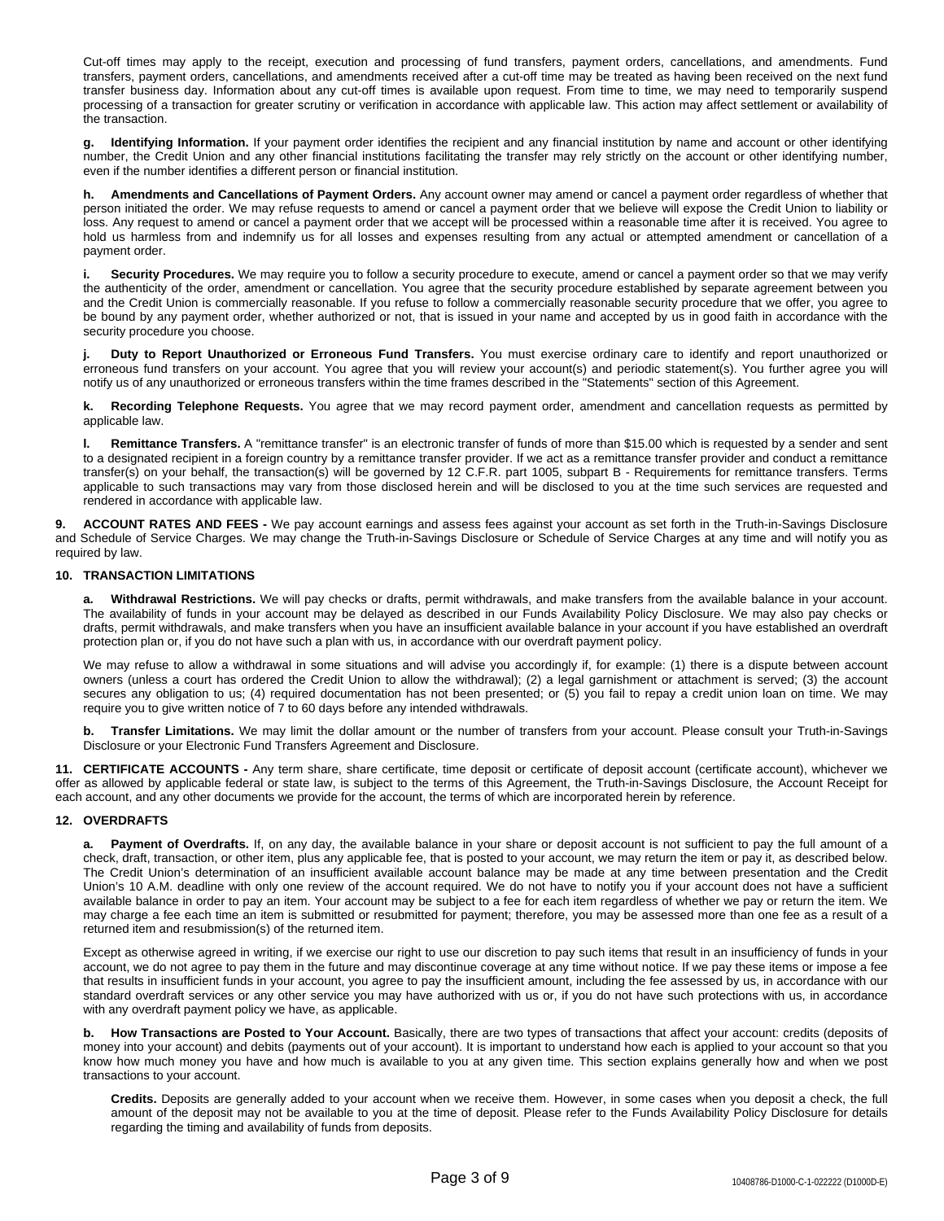Cut-off times may apply to the receipt, execution and processing of fund transfers, payment orders, cancellations, and amendments. Fund transfers, payment orders, cancellations, and amendments received after a cut-off time may be treated as having been received on the next fund transfer business day. Information about any cut-off times is available upon request. From time to time, we may need to temporarily suspend processing of a transaction for greater scrutiny or verification in accordance with applicable law. This action may affect settlement or availability of the transaction.

**g. Identifying Information.** If your payment order identifies the recipient and any financial institution by name and account or other identifying number, the Credit Union and any other financial institutions facilitating the transfer may rely strictly on the account or other identifying number, even if the number identifies a different person or financial institution.

**h. Amendments and Cancellations of Payment Orders.** Any account owner may amend or cancel a payment order regardless of whether that person initiated the order. We may refuse requests to amend or cancel a payment order that we believe will expose the Credit Union to liability or loss. Any request to amend or cancel a payment order that we accept will be processed within a reasonable time after it is received. You agree to hold us harmless from and indemnify us for all losses and expenses resulting from any actual or attempted amendment or cancellation of a payment order.

**i. Security Procedures.** We may require you to follow a security procedure to execute, amend or cancel a payment order so that we may verify the authenticity of the order, amendment or cancellation. You agree that the security procedure established by separate agreement between you and the Credit Union is commercially reasonable. If you refuse to follow a commercially reasonable security procedure that we offer, you agree to be bound by any payment order, whether authorized or not, that is issued in your name and accepted by us in good faith in accordance with the security procedure you choose.

**j. Duty to Report Unauthorized or Erroneous Fund Transfers.** You must exercise ordinary care to identify and report unauthorized or erroneous fund transfers on your account. You agree that you will review your account(s) and periodic statement(s). You further agree you will notify us of any unauthorized or erroneous transfers within the time frames described in the "Statements" section of this Agreement.

**k. Recording Telephone Requests.** You agree that we may record payment order, amendment and cancellation requests as permitted by applicable law.

**l. Remittance Transfers.** A "remittance transfer" is an electronic transfer of funds of more than $15.00 which is requested by a sender and sent to a designated recipient in a foreign country by a remittance transfer provider. If we act as a remittance transfer provider and conduct a remittance transfer(s) on your behalf, the transaction(s) will be governed by 12 C.F.R. part 1005, subpart B - Requirements for remittance transfers. Terms applicable to such transactions may vary from those disclosed herein and will be disclosed to you at the time such services are requested and rendered in accordance with applicable law.

**9. ACCOUNT RATES AND FEES -** We pay account earnings and assess fees against your account as set forth in the Truth-in-Savings Disclosure and Schedule of Service Charges. We may change the Truth-in-Savings Disclosure or Schedule of Service Charges at any time and will notify you as required by law.

**10. TRANSACTION LIMITATIONS**

**a. Withdrawal Restrictions.** We will pay checks or drafts, permit withdrawals, and make transfers from the available balance in your account. The availability of funds in your account may be delayed as described in our Funds Availability Policy Disclosure. We may also pay checks or drafts, permit withdrawals, and make transfers when you have an insufficient available balance in your account if you have established an overdraft protection plan or, if you do not have such a plan with us, in accordance with our overdraft payment policy.

We may refuse to allow a withdrawal in some situations and will advise you accordingly if, for example: (1) there is a dispute between account owners (unless a court has ordered the Credit Union to allow the withdrawal); (2) a legal garnishment or attachment is served; (3) the account secures any obligation to us; (4) required documentation has not been presented; or (5) you fail to repay a credit union loan on time. We may require you to give written notice of 7 to 60 days before any intended withdrawals.

**b. Transfer Limitations.** We may limit the dollar amount or the number of transfers from your account. Please consult your Truth-in-Savings Disclosure or your Electronic Fund Transfers Agreement and Disclosure.

**11. CERTIFICATE ACCOUNTS -** Any term share, share certificate, time deposit or certificate of deposit account (certificate account), whichever we offer as allowed by applicable federal or state law, is subject to the terms of this Agreement, the Truth-in-Savings Disclosure, the Account Receipt for each account, and any other documents we provide for the account, the terms of which are incorporated herein by reference.

**12. OVERDRAFTS**

**a. Payment of Overdrafts.** If, on any day, the available balance in your share or deposit account is not sufficient to pay the full amount of a check, draft, transaction, or other item, plus any applicable fee, that is posted to your account, we may return the item or pay it, as described below. The Credit Union's determination of an insufficient available account balance may be made at any time between presentation and the Credit Union's 10 A.M. deadline with only one review of the account required. We do not have to notify you if your account does not have a sufficient available balance in order to pay an item. Your account may be subject to a fee for each item regardless of whether we pay or return the item. We may charge a fee each time an item is submitted or resubmitted for payment; therefore, you may be assessed more than one fee as a result of a returned item and resubmission(s) of the returned item.

Except as otherwise agreed in writing, if we exercise our right to use our discretion to pay such items that result in an insufficiency of funds in your account, we do not agree to pay them in the future and may discontinue coverage at any time without notice. If we pay these items or impose a fee that results in insufficient funds in your account, you agree to pay the insufficient amount, including the fee assessed by us, in accordance with our standard overdraft services or any other service you may have authorized with us or, if you do not have such protections with us, in accordance with any overdraft payment policy we have, as applicable.

**b. How Transactions are Posted to Your Account.** Basically, there are two types of transactions that affect your account: credits (deposits of money into your account) and debits (payments out of your account). It is important to understand how each is applied to your account so that you know how much money you have and how much is available to you at any given time. This section explains generally how and when we post transactions to your account.

**Credits.** Deposits are generally added to your account when we receive them. However, in some cases when you deposit a check, the full amount of the deposit may not be available to you at the time of deposit. Please refer to the Funds Availability Policy Disclosure for details regarding the timing and availability of funds from deposits.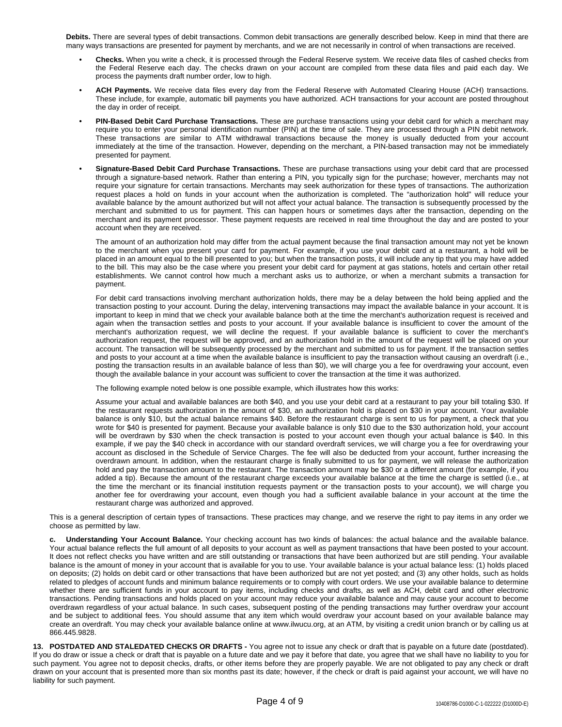**Debits.** There are several types of debit transactions. Common debit transactions are generally described below. Keep in mind that there are many ways transactions are presented for payment by merchants, and we are not necessarily in control of when transactions are received.

- **Checks.** When you write a check, it is processed through the Federal Reserve system. We receive data files of cashed checks from the Federal Reserve each day. The checks drawn on your account are compiled from these data files and paid each day. We process the payments draft number order, low to high.

- **ACH Payments.** We receive data files every day from the Federal Reserve with Automated Clearing House (ACH) transactions. These include, for example, automatic bill payments you have authorized. ACH transactions for your account are posted throughout the day in order of receipt.

- **PIN-Based Debit Card Purchase Transactions.** These are purchase transactions using your debit card for which a merchant may require you to enter your personal identification number (PIN) at the time of sale. They are processed through a PIN debit network. These transactions are similar to ATM withdrawal transactions because the money is usually deducted from your account immediately at the time of the transaction. However, depending on the merchant, a PIN-based transaction may not be immediately presented for payment.

- **Signature-Based Debit Card Purchase Transactions.** These are purchase transactions using your debit card that are processed through a signature-based network. Rather than entering a PIN, you typically sign for the purchase; however, merchants may not require your signature for certain transactions. Merchants may seek authorization for these types of transactions. The authorization request places a hold on funds in your account when the authorization is completed. The "authorization hold" will reduce your available balance by the amount authorized but will not affect your actual balance. The transaction is subsequently processed by the merchant and submitted to us for payment. This can happen hours or sometimes days after the transaction, depending on the merchant and its payment processor. These payment requests are received in real time throughout the day and are posted to your account when they are received.

  The amount of an authorization hold may differ from the actual payment because the final transaction amount may not yet be known to the merchant when you present your card for payment. For example, if you use your debit card at a restaurant, a hold will be placed in an amount equal to the bill presented to you; but when the transaction posts, it will include any tip that you may have added to the bill. This may also be the case where you present your debit card for payment at gas stations, hotels and certain other retail establishments. We cannot control how much a merchant asks us to authorize, or when a merchant submits a transaction for payment.

  For debit card transactions involving merchant authorization holds, there may be a delay between the hold being applied and the transaction posting to your account. During the delay, intervening transactions may impact the available balance in your account. It is important to keep in mind that we check your available balance both at the time the merchant's authorization request is received and again when the transaction settles and posts to your account. If your available balance is insufficient to cover the amount of the merchant's authorization request, we will decline the request. If your available balance is sufficient to cover the merchant's authorization request, the request will be approved, and an authorization hold in the amount of the request will be placed on your account. The transaction will be subsequently processed by the merchant and submitted to us for payment. If the transaction settles and posts to your account at a time when the available balance is insufficient to pay the transaction without causing an overdraft (i.e., posting the transaction results in an available balance of less than $0), we will charge you a fee for overdrawing your account, even though the available balance in your account was sufficient to cover the transaction at the time it was authorized.

  The following example noted below is one possible example, which illustrates how this works:

  Assume your actual and available balances are both $40, and you use your debit card at a restaurant to pay your bill totaling $30. If the restaurant requests authorization in the amount of $30, an authorization hold is placed on $30 in your account. Your available balance is only $10, but the actual balance remains $40. Before the restaurant charge is sent to us for payment, a check that you wrote for $40 is presented for payment. Because your available balance is only $10 due to the $30 authorization hold, your account will be overdrawn by $30 when the check transaction is posted to your account even though your actual balance is $40. In this example, if we pay the $40 check in accordance with our standard overdraft services, we will charge you a fee for overdrawing your account as disclosed in the Schedule of Service Charges. The fee will also be deducted from your account, further increasing the overdrawn amount. In addition, when the restaurant charge is finally submitted to us for payment, we will release the authorization hold and pay the transaction amount to the restaurant. The transaction amount may be $30 or a different amount (for example, if you added a tip). Because the amount of the restaurant charge exceeds your available balance at the time the charge is settled (i.e., at the time the merchant or its financial institution requests payment or the transaction posts to your account), we will charge you another fee for overdrawing your account, even though you had a sufficient available balance in your account at the time the restaurant charge was authorized and approved.

This is a general description of certain types of transactions. These practices may change, and we reserve the right to pay items in any order we choose as permitted by law.

**c. Understanding Your Account Balance.** Your checking account has two kinds of balances: the actual balance and the available balance. Your actual balance reflects the full amount of all deposits to your account as well as payment transactions that have been posted to your account. It does not reflect checks you have written and are still outstanding or transactions that have been authorized but are still pending. Your available balance is the amount of money in your account that is available for you to use. Your available balance is your actual balance less: (1) holds placed on deposits; (2) holds on debit card or other transactions that have been authorized but are not yet posted; and (3) any other holds, such as holds related to pledges of account funds and minimum balance requirements or to comply with court orders. We use your available balance to determine whether there are sufficient funds in your account to pay items, including checks and drafts, as well as ACH, debit card and other electronic transactions. Pending transactions and holds placed on your account may reduce your available balance and may cause your account to become overdrawn regardless of your actual balance. In such cases, subsequent posting of the pending transactions may further overdraw your account and be subject to additional fees. You should assume that any item which would overdraw your account based on your available balance may create an overdraft. You may check your available balance online at www.ilwucu.org, at an ATM, by visiting a credit union branch or by calling us at 866.445.9828.

**13. POSTDATED AND STALEDATED CHECKS OR DRAFTS -** You agree not to issue any check or draft that is payable on a future date (postdated). If you do draw or issue a check or draft that is payable on a future date and we pay it before that date, you agree that we shall have no liability to you for such payment. You agree not to deposit checks, drafts, or other items before they are properly payable. We are not obligated to pay any check or draft drawn on your account that is presented more than six months past its date; however, if the check or draft is paid against your account, we will have no liability for such payment.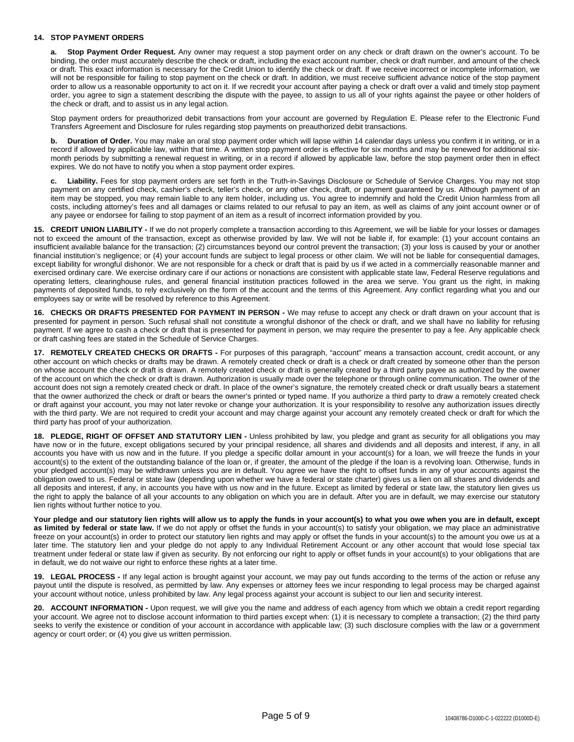## 14. STOP PAYMENT ORDERS

**a. Stop Payment Order Request.** Any owner may request a stop payment order on any check or draft drawn on the owner's account. To be binding, the order must accurately describe the check or draft, including the exact account number, check or draft number, and amount of the check or draft. This exact information is necessary for the Credit Union to identify the check or draft. If we receive incorrect or incomplete information, we will not be responsible for failing to stop payment on the check or draft. In addition, we must receive sufficient advance notice of the stop payment order to allow us a reasonable opportunity to act on it. If we recredit your account after paying a check or draft over a valid and timely stop payment order, you agree to sign a statement describing the dispute with the payee, to assign to us all of your rights against the payee or other holders of the check or draft, and to assist us in any legal action.

Stop payment orders for preauthorized debit transactions from your account are governed by Regulation E. Please refer to the Electronic Fund Transfers Agreement and Disclosure for rules regarding stop payments on preauthorized debit transactions.

**b. Duration of Order.** You may make an oral stop payment order which will lapse within 14 calendar days unless you confirm it in writing, or in a record if allowed by applicable law, within that time. A written stop payment order is effective for six months and may be renewed for additional six-month periods by submitting a renewal request in writing, or in a record if allowed by applicable law, before the stop payment order then in effect expires. We do not have to notify you when a stop payment order expires.

**c. Liability.** Fees for stop payment orders are set forth in the Truth-in-Savings Disclosure or Schedule of Service Charges. You may not stop payment on any certified check, cashier's check, teller's check, or any other check, draft, or payment guaranteed by us. Although payment of an item may be stopped, you may remain liable to any item holder, including us. You agree to indemnify and hold the Credit Union harmless from all costs, including attorney's fees and all damages or claims related to our refusal to pay an item, as well as claims of any joint account owner or of any payee or endorsee for failing to stop payment of an item as a result of incorrect information provided by you.

**15. CREDIT UNION LIABILITY -** If we do not properly complete a transaction according to this Agreement, we will be liable for your losses or damages not to exceed the amount of the transaction, except as otherwise provided by law. We will not be liable if, for example: (1) your account contains an insufficient available balance for the transaction; (2) circumstances beyond our control prevent the transaction; (3) your loss is caused by your or another financial institution's negligence; or (4) your account funds are subject to legal process or other claim. We will not be liable for consequential damages, except liability for wrongful dishonor. We are not responsible for a check or draft that is paid by us if we acted in a commercially reasonable manner and exercised ordinary care. We exercise ordinary care if our actions or nonactions are consistent with applicable state law, Federal Reserve regulations and operating letters, clearinghouse rules, and general financial institution practices followed in the area we serve. You grant us the right, in making payments of deposited funds, to rely exclusively on the form of the account and the terms of this Agreement. Any conflict regarding what you and our employees say or write will be resolved by reference to this Agreement.

**16. CHECKS OR DRAFTS PRESENTED FOR PAYMENT IN PERSON -** We may refuse to accept any check or draft drawn on your account that is presented for payment in person. Such refusal shall not constitute a wrongful dishonor of the check or draft, and we shall have no liability for refusing payment. If we agree to cash a check or draft that is presented for payment in person, we may require the presenter to pay a fee. Any applicable check or draft cashing fees are stated in the Schedule of Service Charges.

**17. REMOTELY CREATED CHECKS OR DRAFTS -** For purposes of this paragraph, "account" means a transaction account, credit account, or any other account on which checks or drafts may be drawn. A remotely created check or draft is a check or draft created by someone other than the person on whose account the check or draft is drawn. A remotely created check or draft is generally created by a third party payee as authorized by the owner of the account on which the check or draft is drawn. Authorization is usually made over the telephone or through online communication. The owner of the account does not sign a remotely created check or draft. In place of the owner's signature, the remotely created check or draft usually bears a statement that the owner authorized the check or draft or bears the owner's printed or typed name. If you authorize a third party to draw a remotely created check or draft against your account, you may not later revoke or change your authorization. It is your responsibility to resolve any authorization issues directly with the third party. We are not required to credit your account and may charge against your account any remotely created check or draft for which the third party has proof of your authorization.

**18. PLEDGE, RIGHT OF OFFSET AND STATUTORY LIEN -** Unless prohibited by law, you pledge and grant as security for all obligations you may have now or in the future, except obligations secured by your principal residence, all shares and dividends and all deposits and interest, if any, in all accounts you have with us now and in the future. If you pledge a specific dollar amount in your account(s) for a loan, we will freeze the funds in your account(s) to the extent of the outstanding balance of the loan or, if greater, the amount of the pledge if the loan is a revolving loan. Otherwise, funds in your pledged account(s) may be withdrawn unless you are in default. You agree we have the right to offset funds in any of your accounts against the obligation owed to us. Federal or state law (depending upon whether we have a federal or state charter) gives us a lien on all shares and dividends and all deposits and interest, if any, in accounts you have with us now and in the future. Except as limited by federal or state law, the statutory lien gives us the right to apply the balance of all your accounts to any obligation on which you are in default. After you are in default, we may exercise our statutory lien rights without further notice to you.

**Your pledge and our statutory lien rights will allow us to apply the funds in your account(s) to what you owe when you are in default, except as limited by federal or state law.** If we do not apply or offset the funds in your account(s) to satisfy your obligation, we may place an administrative freeze on your account(s) in order to protect our statutory lien rights and may apply or offset the funds in your account(s) to the amount you owe us at a later time. The statutory lien and your pledge do not apply to any Individual Retirement Account or any other account that would lose special tax treatment under federal or state law if given as security. By not enforcing our right to apply or offset funds in your account(s) to your obligations that are in default, we do not waive our right to enforce these rights at a later time.

**19. LEGAL PROCESS -** If any legal action is brought against your account, we may pay out funds according to the terms of the action or refuse any payout until the dispute is resolved, as permitted by law. Any expenses or attorney fees we incur responding to legal process may be charged against your account without notice, unless prohibited by law. Any legal process against your account is subject to our lien and security interest.

**20. ACCOUNT INFORMATION -** Upon request, we will give you the name and address of each agency from which we obtain a credit report regarding your account. We agree not to disclose account information to third parties except when: (1) it is necessary to complete a transaction; (2) the third party seeks to verify the existence or condition of your account in accordance with applicable law; (3) such disclosure complies with the law or a government agency or court order; or (4) you give us written permission.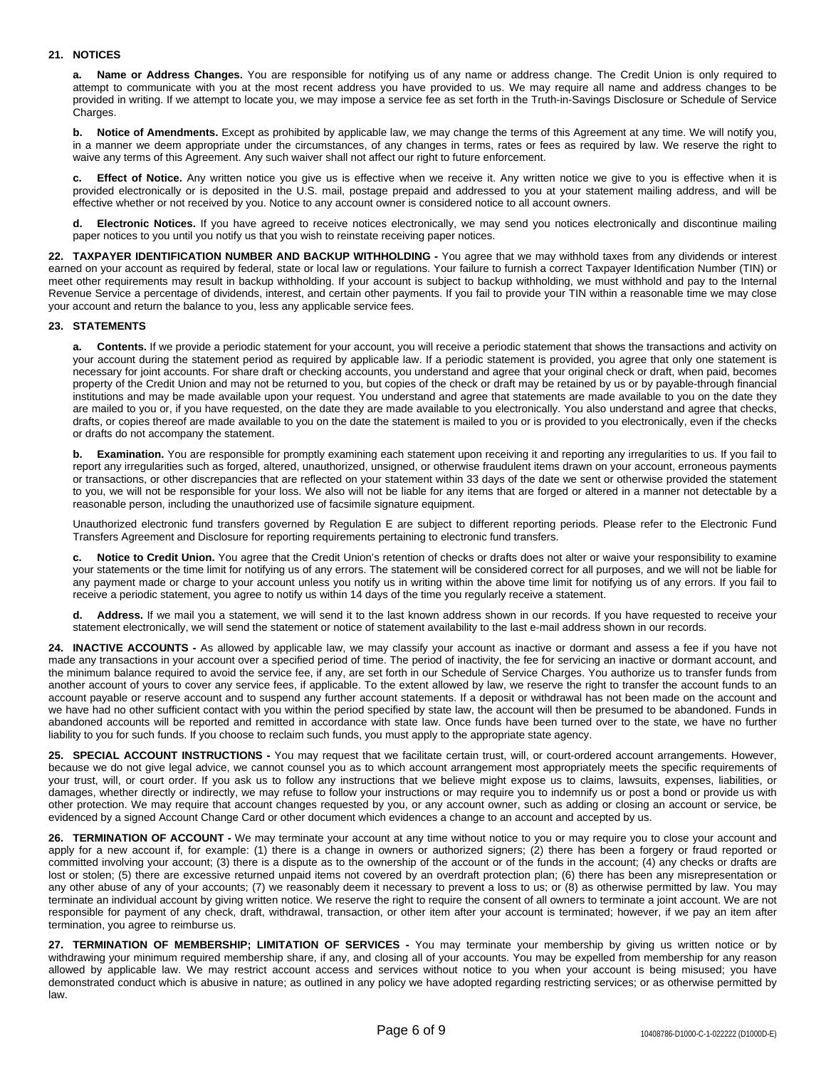## 21. NOTICES

**a. Name or Address Changes.** You are responsible for notifying us of any name or address change. The Credit Union is only required to attempt to communicate with you at the most recent address you have provided to us. We may require all name and address changes to be provided in writing. If we attempt to locate you, we may impose a service fee as set forth in the Truth-in-Savings Disclosure or Schedule of Service Charges.

**b. Notice of Amendments.** Except as prohibited by applicable law, we may change the terms of this Agreement at any time. We will notify you, in a manner we deem appropriate under the circumstances, of any changes in terms, rates or fees as required by law. We reserve the right to waive any terms of this Agreement. Any such waiver shall not affect our right to future enforcement.

**c. Effect of Notice.** Any written notice you give us is effective when we receive it. Any written notice we give to you is effective when it is provided electronically or is deposited in the U.S. mail, postage prepaid and addressed to you at your statement mailing address, and will be effective whether or not received by you. Notice to any account owner is considered notice to all account owners.

**d. Electronic Notices.** If you have agreed to receive notices electronically, we may send you notices electronically and discontinue mailing paper notices to you until you notify us that you wish to reinstate receiving paper notices.

**22. TAXPAYER IDENTIFICATION NUMBER AND BACKUP WITHHOLDING -** You agree that we may withhold taxes from any dividends or interest earned on your account as required by federal, state or local law or regulations. Your failure to furnish a correct Taxpayer Identification Number (TIN) or meet other requirements may result in backup withholding. If your account is subject to backup withholding, we must withhold and pay to the Internal Revenue Service a percentage of dividends, interest, and certain other payments. If you fail to provide your TIN within a reasonable time we may close your account and return the balance to you, less any applicable service fees.

## 23. STATEMENTS

**a. Contents.** If we provide a periodic statement for your account, you will receive a periodic statement that shows the transactions and activity on your account during the statement period as required by applicable law. If a periodic statement is provided, you agree that only one statement is necessary for joint accounts. For share draft or checking accounts, you understand and agree that your original check or draft, when paid, becomes property of the Credit Union and may not be returned to you, but copies of the check or draft may be retained by us or by payable-through financial institutions and may be made available upon your request. You understand and agree that statements are made available to you on the date they are mailed to you or, if you have requested, on the date they are made available to you electronically. You also understand and agree that checks, drafts, or copies thereof are made available to you on the date the statement is mailed to you or is provided to you electronically, even if the checks or drafts do not accompany the statement.

**b. Examination.** You are responsible for promptly examining each statement upon receiving it and reporting any irregularities to us. If you fail to report any irregularities such as forged, altered, unauthorized, unsigned, or otherwise fraudulent items drawn on your account, erroneous payments or transactions, or other discrepancies that are reflected on your statement within 33 days of the date we sent or otherwise provided the statement to you, we will not be responsible for your loss. We also will not be liable for any items that are forged or altered in a manner not detectable by a reasonable person, including the unauthorized use of facsimile signature equipment.

Unauthorized electronic fund transfers governed by Regulation E are subject to different reporting periods. Please refer to the Electronic Fund Transfers Agreement and Disclosure for reporting requirements pertaining to electronic fund transfers.

**c. Notice to Credit Union.** You agree that the Credit Union's retention of checks or drafts does not alter or waive your responsibility to examine your statements or the time limit for notifying us of any errors. The statement will be considered correct for all purposes, and we will not be liable for any payment made or charge to your account unless you notify us in writing within the above time limit for notifying us of any errors. If you fail to receive a periodic statement, you agree to notify us within 14 days of the time you regularly receive a statement.

**d. Address.** If we mail you a statement, we will send it to the last known address shown in our records. If you have requested to receive your statement electronically, we will send the statement or notice of statement availability to the last e-mail address shown in our records.

**24. INACTIVE ACCOUNTS -** As allowed by applicable law, we may classify your account as inactive or dormant and assess a fee if you have not made any transactions in your account over a specified period of time. The period of inactivity, the fee for servicing an inactive or dormant account, and the minimum balance required to avoid the service fee, if any, are set forth in our Schedule of Service Charges. You authorize us to transfer funds from another account of yours to cover any service fees, if applicable. To the extent allowed by law, we reserve the right to transfer the account funds to an account payable or reserve account and to suspend any further account statements. If a deposit or withdrawal has not been made on the account and we have had no other sufficient contact with you within the period specified by state law, the account will then be presumed to be abandoned. Funds in abandoned accounts will be reported and remitted in accordance with state law. Once funds have been turned over to the state, we have no further liability to you for such funds. If you choose to reclaim such funds, you must apply to the appropriate state agency.

**25. SPECIAL ACCOUNT INSTRUCTIONS -** You may request that we facilitate certain trust, will, or court-ordered account arrangements. However, because we do not give legal advice, we cannot counsel you as to which account arrangement most appropriately meets the specific requirements of your trust, will, or court order. If you ask us to follow any instructions that we believe might expose us to claims, lawsuits, expenses, liabilities, or damages, whether directly or indirectly, we may refuse to follow your instructions or may require you to indemnify us or post a bond or provide us with other protection. We may require that account changes requested by you, or any account owner, such as adding or closing an account or service, be evidenced by a signed Account Change Card or other document which evidences a change to an account and accepted by us.

**26. TERMINATION OF ACCOUNT -** We may terminate your account at any time without notice to you or may require you to close your account and apply for a new account if, for example: (1) there is a change in owners or authorized signers; (2) there has been a forgery or fraud reported or committed involving your account; (3) there is a dispute as to the ownership of the account or of the funds in the account; (4) any checks or drafts are lost or stolen; (5) there are excessive returned unpaid items not covered by an overdraft protection plan; (6) there has been any misrepresentation or any other abuse of any of your accounts; (7) we reasonably deem it necessary to prevent a loss to us; or (8) as otherwise permitted by law. You may terminate an individual account by giving written notice. We reserve the right to require the consent of all owners to terminate a joint account. We are not responsible for payment of any check, draft, withdrawal, transaction, or other item after your account is terminated; however, if we pay an item after termination, you agree to reimburse us.

**27. TERMINATION OF MEMBERSHIP; LIMITATION OF SERVICES -** You may terminate your membership by giving us written notice or by withdrawing your minimum required membership share, if any, and closing all of your accounts. You may be expelled from membership for any reason allowed by applicable law. We may restrict account access and services without notice to you when your account is being misused; you have demonstrated conduct which is abusive in nature; as outlined in any policy we have adopted regarding restricting services; or as otherwise permitted by law.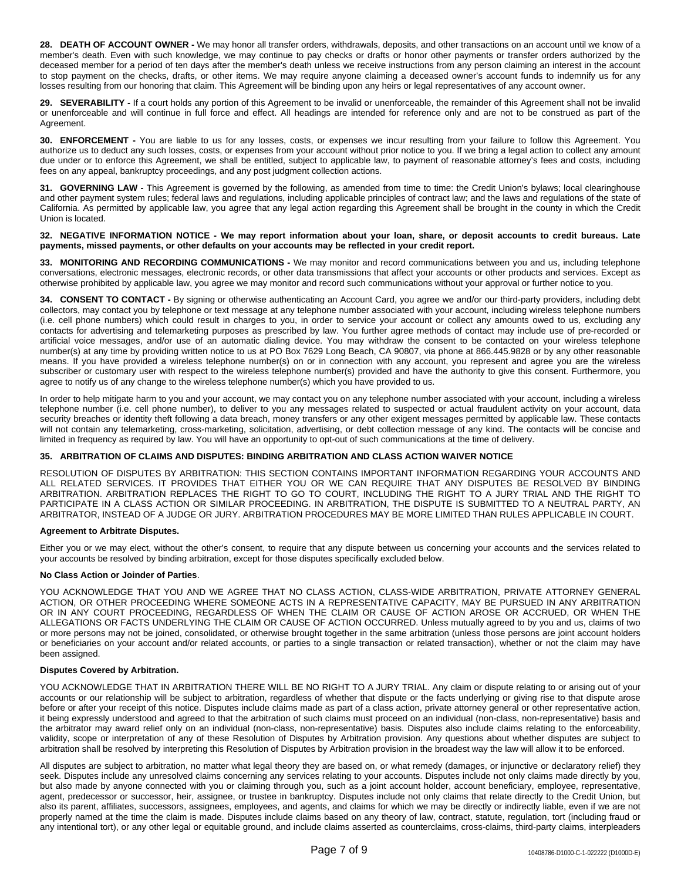**28. DEATH OF ACCOUNT OWNER -** We may honor all transfer orders, withdrawals, deposits, and other transactions on an account until we know of a member's death. Even with such knowledge, we may continue to pay checks or drafts or honor other payments or transfer orders authorized by the deceased member for a period of ten days after the member's death unless we receive instructions from any person claiming an interest in the account to stop payment on the checks, drafts, or other items. We may require anyone claiming a deceased owner's account funds to indemnify us for any losses resulting from our honoring that claim. This Agreement will be binding upon any heirs or legal representatives of any account owner.

**29. SEVERABILITY -** If a court holds any portion of this Agreement to be invalid or unenforceable, the remainder of this Agreement shall not be invalid or unenforceable and will continue in full force and effect. All headings are intended for reference only and are not to be construed as part of the Agreement.

**30. ENFORCEMENT -** You are liable to us for any losses, costs, or expenses we incur resulting from your failure to follow this Agreement. You authorize us to deduct any such losses, costs, or expenses from your account without prior notice to you. If we bring a legal action to collect any amount due under or to enforce this Agreement, we shall be entitled, subject to applicable law, to payment of reasonable attorney's fees and costs, including fees on any appeal, bankruptcy proceedings, and any post judgment collection actions.

**31. GOVERNING LAW -** This Agreement is governed by the following, as amended from time to time: the Credit Union's bylaws; local clearinghouse and other payment system rules; federal laws and regulations, including applicable principles of contract law; and the laws and regulations of the state of California. As permitted by applicable law, you agree that any legal action regarding this Agreement shall be brought in the county in which the Credit Union is located.

**32. NEGATIVE INFORMATION NOTICE - We may report information about your loan, share, or deposit accounts to credit bureaus. Late payments, missed payments, or other defaults on your accounts may be reflected in your credit report.**

**33. MONITORING AND RECORDING COMMUNICATIONS -** We may monitor and record communications between you and us, including telephone conversations, electronic messages, electronic records, or other data transmissions that affect your accounts or other products and services. Except as otherwise prohibited by applicable law, you agree we may monitor and record such communications without your approval or further notice to you.

**34. CONSENT TO CONTACT -** By signing or otherwise authenticating an Account Card, you agree we and/or our third-party providers, including debt collectors, may contact you by telephone or text message at any telephone number associated with your account, including wireless telephone numbers (i.e. cell phone numbers) which could result in charges to you, in order to service your account or collect any amounts owed to us, excluding any contacts for advertising and telemarketing purposes as prescribed by law. You further agree methods of contact may include use of pre-recorded or artificial voice messages, and/or use of an automatic dialing device. You may withdraw the consent to be contacted on your wireless telephone number(s) at any time by providing written notice to us at PO Box 7629 Long Beach, CA 90807, via phone at 866.445.9828 or by any other reasonable means. If you have provided a wireless telephone number(s) on or in connection with any account, you represent and agree you are the wireless subscriber or customary user with respect to the wireless telephone number(s) provided and have the authority to give this consent. Furthermore, you agree to notify us of any change to the wireless telephone number(s) which you have provided to us.

In order to help mitigate harm to you and your account, we may contact you on any telephone number associated with your account, including a wireless telephone number (i.e. cell phone number), to deliver to you any messages related to suspected or actual fraudulent activity on your account, data security breaches or identity theft following a data breach, money transfers or any other exigent messages permitted by applicable law. These contacts will not contain any telemarketing, cross-marketing, solicitation, advertising, or debt collection message of any kind. The contacts will be concise and limited in frequency as required by law. You will have an opportunity to opt-out of such communications at the time of delivery.

**35. ARBITRATION OF CLAIMS AND DISPUTES: BINDING ARBITRATION AND CLASS ACTION WAIVER NOTICE**

RESOLUTION OF DISPUTES BY ARBITRATION: THIS SECTION CONTAINS IMPORTANT INFORMATION REGARDING YOUR ACCOUNTS AND ALL RELATED SERVICES. IT PROVIDES THAT EITHER YOU OR WE CAN REQUIRE THAT ANY DISPUTES BE RESOLVED BY BINDING ARBITRATION. ARBITRATION REPLACES THE RIGHT TO GO TO COURT, INCLUDING THE RIGHT TO A JURY TRIAL AND THE RIGHT TO PARTICIPATE IN A CLASS ACTION OR SIMILAR PROCEEDING. IN ARBITRATION, THE DISPUTE IS SUBMITTED TO A NEUTRAL PARTY, AN ARBITRATOR, INSTEAD OF A JUDGE OR JURY. ARBITRATION PROCEDURES MAY BE MORE LIMITED THAN RULES APPLICABLE IN COURT.

**Agreement to Arbitrate Disputes.**

Either you or we may elect, without the other's consent, to require that any dispute between us concerning your accounts and the services related to your accounts be resolved by binding arbitration, except for those disputes specifically excluded below.

**No Class Action or Joinder of Parties**.

YOU ACKNOWLEDGE THAT YOU AND WE AGREE THAT NO CLASS ACTION, CLASS-WIDE ARBITRATION, PRIVATE ATTORNEY GENERAL ACTION, OR OTHER PROCEEDING WHERE SOMEONE ACTS IN A REPRESENTATIVE CAPACITY, MAY BE PURSUED IN ANY ARBITRATION OR IN ANY COURT PROCEEDING, REGARDLESS OF WHEN THE CLAIM OR CAUSE OF ACTION AROSE OR ACCRUED, OR WHEN THE ALLEGATIONS OR FACTS UNDERLYING THE CLAIM OR CAUSE OF ACTION OCCURRED. Unless mutually agreed to by you and us, claims of two or more persons may not be joined, consolidated, or otherwise brought together in the same arbitration (unless those persons are joint account holders or beneficiaries on your account and/or related accounts, or parties to a single transaction or related transaction), whether or not the claim may have been assigned.

**Disputes Covered by Arbitration.**

YOU ACKNOWLEDGE THAT IN ARBITRATION THERE WILL BE NO RIGHT TO A JURY TRIAL. Any claim or dispute relating to or arising out of your accounts or our relationship will be subject to arbitration, regardless of whether that dispute or the facts underlying or giving rise to that dispute arose before or after your receipt of this notice. Disputes include claims made as part of a class action, private attorney general or other representative action, it being expressly understood and agreed to that the arbitration of such claims must proceed on an individual (non-class, non-representative) basis and the arbitrator may award relief only on an individual (non-class, non-representative) basis. Disputes also include claims relating to the enforceability, validity, scope or interpretation of any of these Resolution of Disputes by Arbitration provision. Any questions about whether disputes are subject to arbitration shall be resolved by interpreting this Resolution of Disputes by Arbitration provision in the broadest way the law will allow it to be enforced.

All disputes are subject to arbitration, no matter what legal theory they are based on, or what remedy (damages, or injunctive or declaratory relief) they seek. Disputes include any unresolved claims concerning any services relating to your accounts. Disputes include not only claims made directly by you, but also made by anyone connected with you or claiming through you, such as a joint account holder, account beneficiary, employee, representative, agent, predecessor or successor, heir, assignee, or trustee in bankruptcy. Disputes include not only claims that relate directly to the Credit Union, but also its parent, affiliates, successors, assignees, employees, and agents, and claims for which we may be directly or indirectly liable, even if we are not properly named at the time the claim is made. Disputes include claims based on any theory of law, contract, statute, regulation, tort (including fraud or any intentional tort), or any other legal or equitable ground, and include claims asserted as counterclaims, cross-claims, third-party claims, interpleaders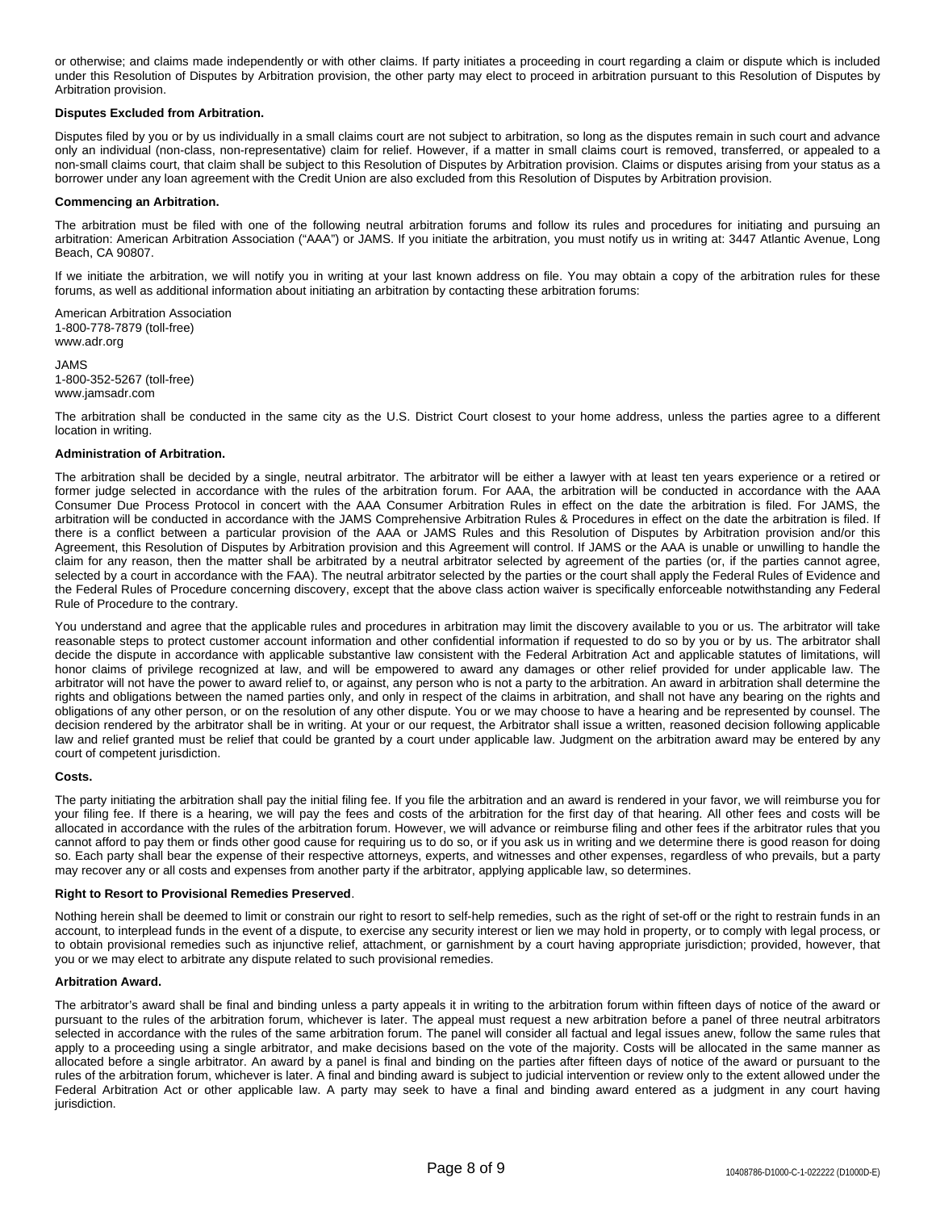or otherwise; and claims made independently or with other claims. If party initiates a proceeding in court regarding a claim or dispute which is included under this Resolution of Disputes by Arbitration provision, the other party may elect to proceed in arbitration pursuant to this Resolution of Disputes by Arbitration provision.

**Disputes Excluded from Arbitration.**

Disputes filed by you or by us individually in a small claims court are not subject to arbitration, so long as the disputes remain in such court and advance only an individual (non-class, non-representative) claim for relief. However, if a matter in small claims court is removed, transferred, or appealed to a non-small claims court, that claim shall be subject to this Resolution of Disputes by Arbitration provision. Claims or disputes arising from your status as a borrower under any loan agreement with the Credit Union are also excluded from this Resolution of Disputes by Arbitration provision.

**Commencing an Arbitration.**

The arbitration must be filed with one of the following neutral arbitration forums and follow its rules and procedures for initiating and pursuing an arbitration: American Arbitration Association ("AAA") or JAMS. If you initiate the arbitration, you must notify us in writing at: 3447 Atlantic Avenue, Long Beach, CA 90807.

If we initiate the arbitration, we will notify you in writing at your last known address on file. You may obtain a copy of the arbitration rules for these forums, as well as additional information about initiating an arbitration by contacting these arbitration forums:

American Arbitration Association
1-800-778-7879 (toll-free)
www.adr.org

JAMS
1-800-352-5267 (toll-free)
www.jamsadr.com

The arbitration shall be conducted in the same city as the U.S. District Court closest to your home address, unless the parties agree to a different location in writing.

**Administration of Arbitration.**

The arbitration shall be decided by a single, neutral arbitrator. The arbitrator will be either a lawyer with at least ten years experience or a retired or former judge selected in accordance with the rules of the arbitration forum. For AAA, the arbitration will be conducted in accordance with the AAA Consumer Due Process Protocol in concert with the AAA Consumer Arbitration Rules in effect on the date the arbitration is filed. For JAMS, the arbitration will be conducted in accordance with the JAMS Comprehensive Arbitration Rules & Procedures in effect on the date the arbitration is filed. If there is a conflict between a particular provision of the AAA or JAMS Rules and this Resolution of Disputes by Arbitration provision and/or this Agreement, this Resolution of Disputes by Arbitration provision and this Agreement will control. If JAMS or the AAA is unable or unwilling to handle the claim for any reason, then the matter shall be arbitrated by a neutral arbitrator selected by agreement of the parties (or, if the parties cannot agree, selected by a court in accordance with the FAA). The neutral arbitrator selected by the parties or the court shall apply the Federal Rules of Evidence and the Federal Rules of Procedure concerning discovery, except that the above class action waiver is specifically enforceable notwithstanding any Federal Rule of Procedure to the contrary.

You understand and agree that the applicable rules and procedures in arbitration may limit the discovery available to you or us. The arbitrator will take reasonable steps to protect customer account information and other confidential information if requested to do so by you or by us. The arbitrator shall decide the dispute in accordance with applicable substantive law consistent with the Federal Arbitration Act and applicable statutes of limitations, will honor claims of privilege recognized at law, and will be empowered to award any damages or other relief provided for under applicable law. The arbitrator will not have the power to award relief to, or against, any person who is not a party to the arbitration. An award in arbitration shall determine the rights and obligations between the named parties only, and only in respect of the claims in arbitration, and shall not have any bearing on the rights and obligations of any other person, or on the resolution of any other dispute. You or we may choose to have a hearing and be represented by counsel. The decision rendered by the arbitrator shall be in writing. At your or our request, the Arbitrator shall issue a written, reasoned decision following applicable law and relief granted must be relief that could be granted by a court under applicable law. Judgment on the arbitration award may be entered by any court of competent jurisdiction.

**Costs.**

The party initiating the arbitration shall pay the initial filing fee. If you file the arbitration and an award is rendered in your favor, we will reimburse you for your filing fee. If there is a hearing, we will pay the fees and costs of the arbitration for the first day of that hearing. All other fees and costs will be allocated in accordance with the rules of the arbitration forum. However, we will advance or reimburse filing and other fees if the arbitrator rules that you cannot afford to pay them or finds other good cause for requiring us to do so, or if you ask us in writing and we determine there is good reason for doing so. Each party shall bear the expense of their respective attorneys, experts, and witnesses and other expenses, regardless of who prevails, but a party may recover any or all costs and expenses from another party if the arbitrator, applying applicable law, so determines.

**Right to Resort to Provisional Remedies Preserved**.

Nothing herein shall be deemed to limit or constrain our right to resort to self-help remedies, such as the right of set-off or the right to restrain funds in an account, to interplead funds in the event of a dispute, to exercise any security interest or lien we may hold in property, or to comply with legal process, or to obtain provisional remedies such as injunctive relief, attachment, or garnishment by a court having appropriate jurisdiction; provided, however, that you or we may elect to arbitrate any dispute related to such provisional remedies.

**Arbitration Award.**

The arbitrator's award shall be final and binding unless a party appeals it in writing to the arbitration forum within fifteen days of notice of the award or pursuant to the rules of the arbitration forum, whichever is later. The appeal must request a new arbitration before a panel of three neutral arbitrators selected in accordance with the rules of the same arbitration forum. The panel will consider all factual and legal issues anew, follow the same rules that apply to a proceeding using a single arbitrator, and make decisions based on the vote of the majority. Costs will be allocated in the same manner as allocated before a single arbitrator. An award by a panel is final and binding on the parties after fifteen days of notice of the award or pursuant to the rules of the arbitration forum, whichever is later. A final and binding award is subject to judicial intervention or review only to the extent allowed under the Federal Arbitration Act or other applicable law. A party may seek to have a final and binding award entered as a judgment in any court having jurisdiction.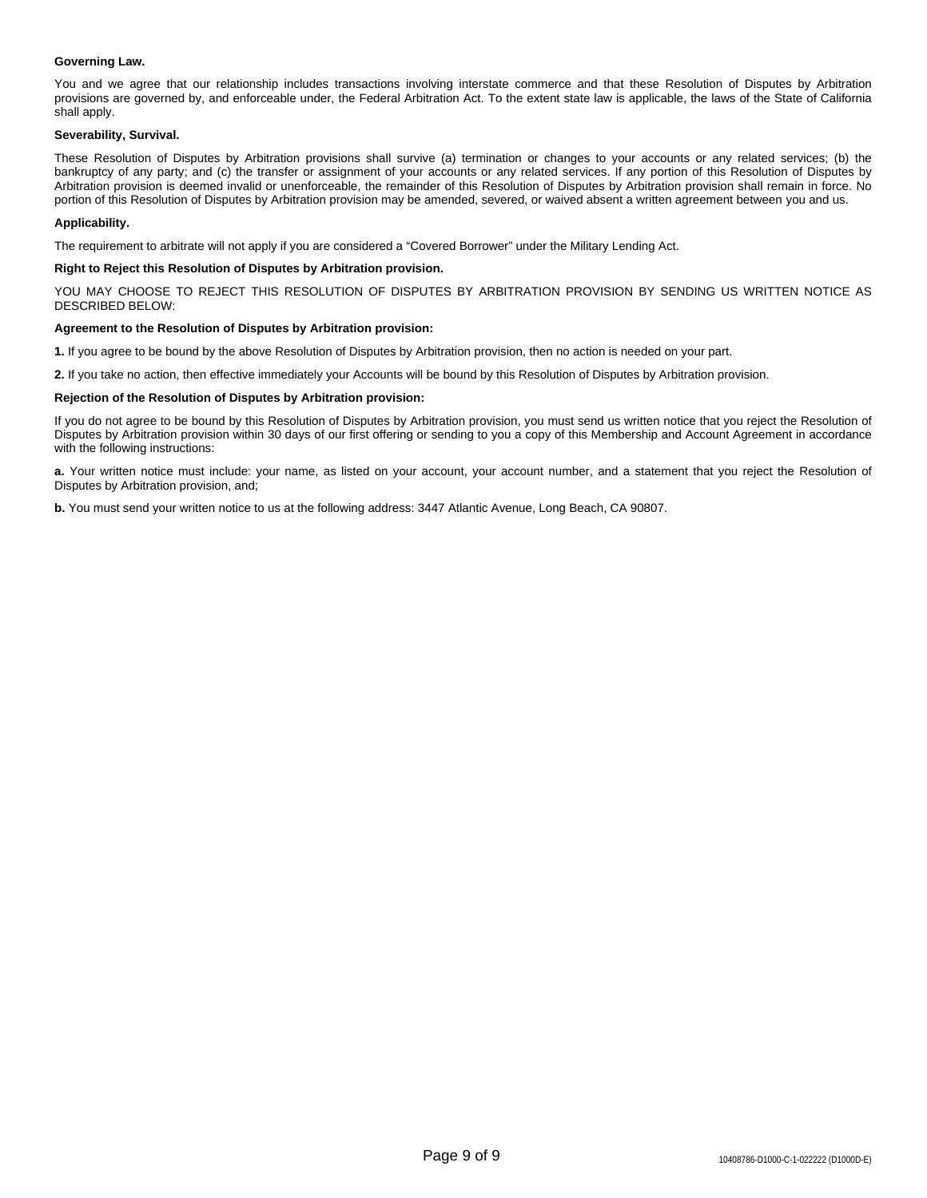**Governing Law.**

You and we agree that our relationship includes transactions involving interstate commerce and that these Resolution of Disputes by Arbitration provisions are governed by, and enforceable under, the Federal Arbitration Act. To the extent state law is applicable, the laws of the State of California shall apply.

**Severability, Survival.**

These Resolution of Disputes by Arbitration provisions shall survive (a) termination or changes to your accounts or any related services; (b) the bankruptcy of any party; and (c) the transfer or assignment of your accounts or any related services. If any portion of this Resolution of Disputes by Arbitration provision is deemed invalid or unenforceable, the remainder of this Resolution of Disputes by Arbitration provision shall remain in force. No portion of this Resolution of Disputes by Arbitration provision may be amended, severed, or waived absent a written agreement between you and us.

**Applicability.**

The requirement to arbitrate will not apply if you are considered a "Covered Borrower" under the Military Lending Act.

**Right to Reject this Resolution of Disputes by Arbitration provision.**

YOU MAY CHOOSE TO REJECT THIS RESOLUTION OF DISPUTES BY ARBITRATION PROVISION BY SENDING US WRITTEN NOTICE AS DESCRIBED BELOW:

**Agreement to the Resolution of Disputes by Arbitration provision:**

**1.** If you agree to be bound by the above Resolution of Disputes by Arbitration provision, then no action is needed on your part.

**2.** If you take no action, then effective immediately your Accounts will be bound by this Resolution of Disputes by Arbitration provision.

**Rejection of the Resolution of Disputes by Arbitration provision:**

If you do not agree to be bound by this Resolution of Disputes by Arbitration provision, you must send us written notice that you reject the Resolution of Disputes by Arbitration provision within 30 days of our first offering or sending to you a copy of this Membership and Account Agreement in accordance with the following instructions:

**a.** Your written notice must include: your name, as listed on your account, your account number, and a statement that you reject the Resolution of Disputes by Arbitration provision, and;

**b.** You must send your written notice to us at the following address: 3447 Atlantic Avenue, Long Beach, CA 90807.

10408786-D1000-C-1-022222 (D1000D-E)